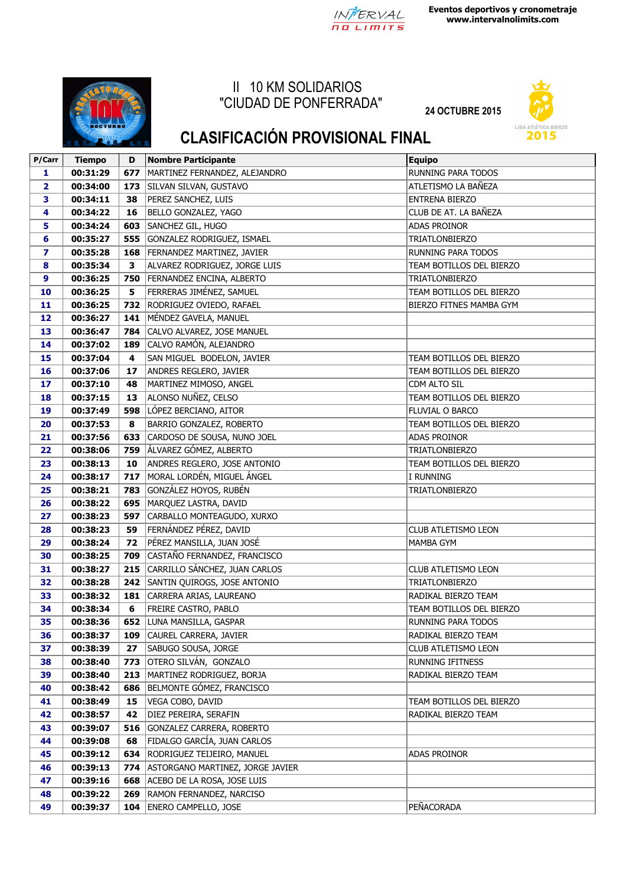Eventos deportivos y cronometraje
www.intervalnolimits.com

# II 10 KM SOLIDARIOS "CIUDAD DE PONFERRADA"

24 OCTUBRE 2015

## CLASIFICACIÓN PROVISIONAL FINAL

| P/Carr | Tiempo | D | Nombre Participante | Equipo |
|---|---|---|---|---|
| 1 | 00:31:29 | 677 | MARTINEZ FERNANDEZ, ALEJANDRO | RUNNING PARA TODOS |
| 2 | 00:34:00 | 173 | SILVAN SILVAN, GUSTAVO | ATLETISMO LA BAÑEZA |
| 3 | 00:34:11 | 38 | PEREZ SANCHEZ, LUIS | ENTRENA BIERZO |
| 4 | 00:34:22 | 16 | BELLO GONZALEZ, YAGO | CLUB DE AT. LA BAÑEZA |
| 5 | 00:34:24 | 603 | SANCHEZ GIL, HUGO | ADAS PROINOR |
| 6 | 00:35:27 | 555 | GONZALEZ RODRIGUEZ, ISMAEL | TRIATLONBIERZO |
| 7 | 00:35:28 | 168 | FERNANDEZ MARTINEZ, JAVIER | RUNNING PARA TODOS |
| 8 | 00:35:34 | 3 | ALVAREZ RODRIGUEZ, JORGE LUIS | TEAM BOTILLOS DEL BIERZO |
| 9 | 00:36:25 | 750 | FERNANDEZ ENCINA, ALBERTO | TRIATLONBIERZO |
| 10 | 00:36:25 | 5 | FERRERAS JIMÉNEZ, SAMUEL | TEAM BOTILLOS DEL BIERZO |
| 11 | 00:36:25 | 732 | RODRIGUEZ OVIEDO, RAFAEL | BIERZO FITNES MAMBA GYM |
| 12 | 00:36:27 | 141 | MÉNDEZ GAVELA, MANUEL | |
| 13 | 00:36:47 | 784 | CALVO ALVAREZ, JOSE MANUEL | |
| 14 | 00:37:02 | 189 | CALVO RAMÓN, ALEJANDRO | |
| 15 | 00:37:04 | 4 | SAN MIGUEL BODELON, JAVIER | TEAM BOTILLOS DEL BIERZO |
| 16 | 00:37:06 | 17 | ANDRES REGLERO, JAVIER | TEAM BOTILLOS DEL BIERZO |
| 17 | 00:37:10 | 48 | MARTINEZ MIMOSO, ANGEL | CDM ALTO SIL |
| 18 | 00:37:15 | 13 | ALONSO NUÑEZ, CELSO | TEAM BOTILLOS DEL BIERZO |
| 19 | 00:37:49 | 598 | LÓPEZ BERCIANO, AITOR | FLUVIAL O BARCO |
| 20 | 00:37:53 | 8 | BARRIO GONZALEZ, ROBERTO | TEAM BOTILLOS DEL BIERZO |
| 21 | 00:37:56 | 633 | CARDOSO DE SOUSA, NUNO JOEL | ADAS PROINOR |
| 22 | 00:38:06 | 759 | ÁLVAREZ GÓMEZ, ALBERTO | TRIATLONBIERZO |
| 23 | 00:38:13 | 10 | ANDRES REGLERO, JOSE ANTONIO | TEAM BOTILLOS DEL BIERZO |
| 24 | 00:38:17 | 717 | MORAL LORDÉN, MIGUEL ÁNGEL | I RUNNING |
| 25 | 00:38:21 | 783 | GONZÁLEZ HOYOS, RUBÉN | TRIATLONBIERZO |
| 26 | 00:38:22 | 695 | MARQUEZ LASTRA, DAVID | |
| 27 | 00:38:23 | 597 | CARBALLO MONTEAGUDO, XURXO | |
| 28 | 00:38:23 | 59 | FERNÁNDEZ PÉREZ, DAVID | CLUB ATLETISMO LEON |
| 29 | 00:38:24 | 72 | PÉREZ MANSILLA, JUAN JOSÉ | MAMBA GYM |
| 30 | 00:38:25 | 709 | CASTAÑO FERNANDEZ, FRANCISCO | |
| 31 | 00:38:27 | 215 | CARRILLO SÁNCHEZ, JUAN CARLOS | CLUB ATLETISMO LEON |
| 32 | 00:38:28 | 242 | SANTIN QUIROGS, JOSE ANTONIO | TRIATLONBIERZO |
| 33 | 00:38:32 | 181 | CARRERA ARIAS, LAUREANO | RADIKAL BIERZO TEAM |
| 34 | 00:38:34 | 6 | FREIRE CASTRO, PABLO | TEAM BOTILLOS DEL BIERZO |
| 35 | 00:38:36 | 652 | LUNA MANSILLA, GASPAR | RUNNING PARA TODOS |
| 36 | 00:38:37 | 109 | CAUREL CARRERA, JAVIER | RADIKAL BIERZO TEAM |
| 37 | 00:38:39 | 27 | SABUGO SOUSA, JORGE | CLUB ATLETISMO LEON |
| 38 | 00:38:40 | 773 | OTERO SILVÁN, GONZALO | RUNNING IFITNESS |
| 39 | 00:38:40 | 213 | MARTINEZ RODRIGUEZ, BORJA | RADIKAL BIERZO TEAM |
| 40 | 00:38:42 | 686 | BELMONTE GÓMEZ, FRANCISCO | |
| 41 | 00:38:49 | 15 | VEGA COBO, DAVID | TEAM BOTILLOS DEL BIERZO |
| 42 | 00:38:57 | 42 | DIEZ PEREIRA, SERAFIN | RADIKAL BIERZO TEAM |
| 43 | 00:39:07 | 516 | GONZALEZ CARRERA, ROBERTO | |
| 44 | 00:39:08 | 68 | FIDALGO GARCÍA, JUAN CARLOS | |
| 45 | 00:39:12 | 634 | RODRIGUEZ TEIJEIRO, MANUEL | ADAS PROINOR |
| 46 | 00:39:13 | 774 | ASTORGANO MARTINEZ, JORGE JAVIER | |
| 47 | 00:39:16 | 668 | ACEBO DE LA ROSA, JOSE LUIS | |
| 48 | 00:39:22 | 269 | RAMON FERNANDEZ, NARCISO | |
| 49 | 00:39:37 | 104 | ENERO CAMPELLO, JOSE | PEÑACORADA |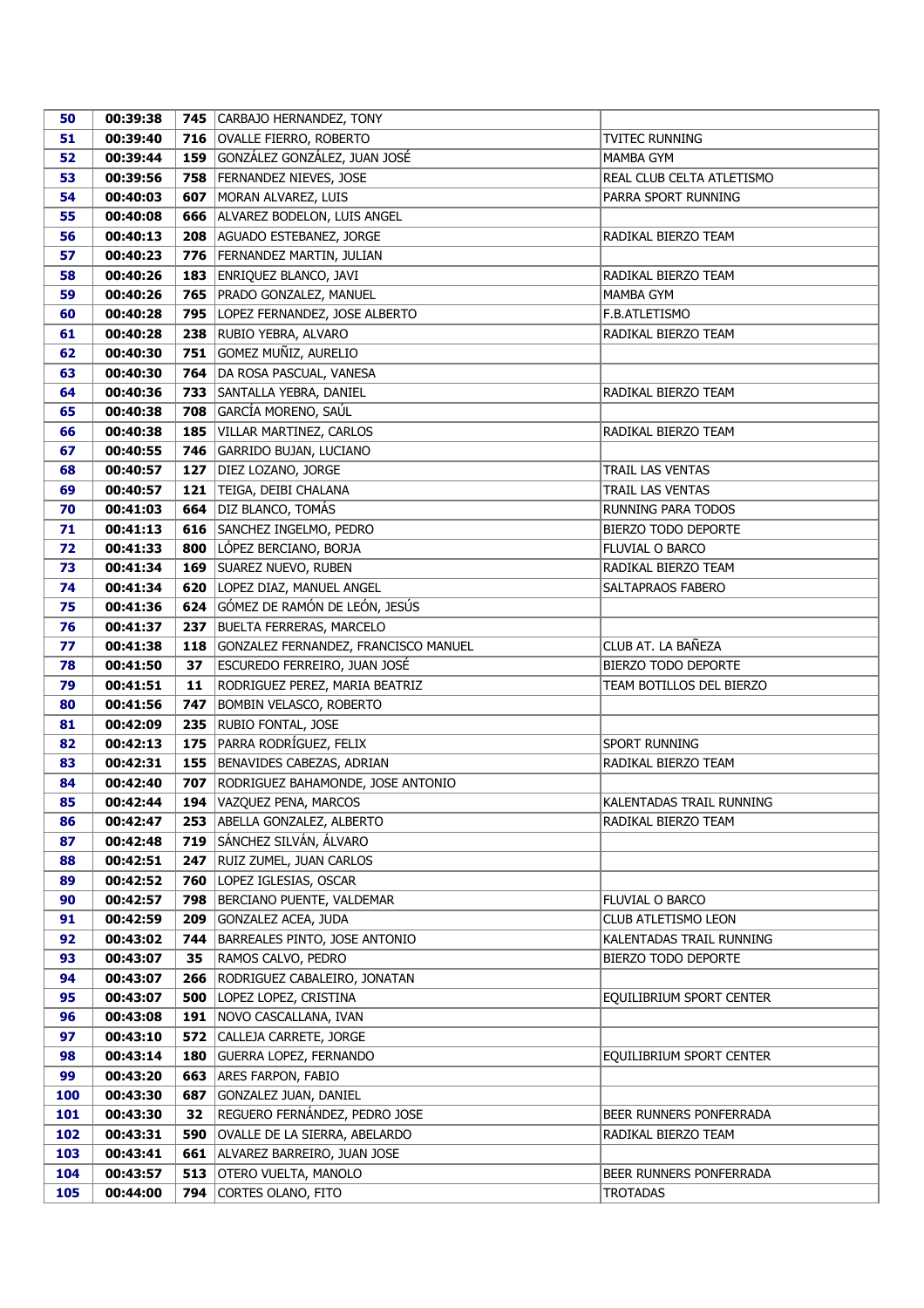| 50 | 00:39:38 | 745 | CARBAJO HERNANDEZ, TONY | |
|---|---|---|---|---|
| 51 | 00:39:40 | 716 | OVALLE FIERRO, ROBERTO | TVITEC RUNNING |
| 52 | 00:39:44 | 159 | GONZÁLEZ GONZÁLEZ, JUAN JOSÉ | MAMBA GYM |
| 53 | 00:39:56 | 758 | FERNANDEZ NIEVES, JOSE | REAL CLUB CELTA ATLETISMO |
| 54 | 00:40:03 | 607 | MORAN ALVAREZ, LUIS | PARRA SPORT RUNNING |
| 55 | 00:40:08 | 666 | ALVAREZ BODELON, LUIS ANGEL | |
| 56 | 00:40:13 | 208 | AGUADO ESTEBANEZ, JORGE | RADIKAL BIERZO TEAM |
| 57 | 00:40:23 | 776 | FERNANDEZ MARTIN, JULIAN | |
| 58 | 00:40:26 | 183 | ENRIQUEZ BLANCO, JAVI | RADIKAL BIERZO TEAM |
| 59 | 00:40:26 | 765 | PRADO GONZALEZ, MANUEL | MAMBA GYM |
| 60 | 00:40:28 | 795 | LOPEZ FERNANDEZ, JOSE ALBERTO | F.B.ATLETISMO |
| 61 | 00:40:28 | 238 | RUBIO YEBRA, ALVARO | RADIKAL BIERZO TEAM |
| 62 | 00:40:30 | 751 | GOMEZ MUÑIZ, AURELIO | |
| 63 | 00:40:30 | 764 | DA ROSA PASCUAL, VANESA | |
| 64 | 00:40:36 | 733 | SANTALLA YEBRA, DANIEL | RADIKAL BIERZO TEAM |
| 65 | 00:40:38 | 708 | GARCÍA MORENO, SAÚL | |
| 66 | 00:40:38 | 185 | VILLAR MARTINEZ, CARLOS | RADIKAL BIERZO TEAM |
| 67 | 00:40:55 | 746 | GARRIDO BUJAN, LUCIANO | |
| 68 | 00:40:57 | 127 | DIEZ LOZANO, JORGE | TRAIL LAS VENTAS |
| 69 | 00:40:57 | 121 | TEIGA, DEIBI CHALANA | TRAIL LAS VENTAS |
| 70 | 00:41:03 | 664 | DIZ BLANCO, TOMÁS | RUNNING PARA TODOS |
| 71 | 00:41:13 | 616 | SANCHEZ INGELMO, PEDRO | BIERZO TODO DEPORTE |
| 72 | 00:41:33 | 800 | LÓPEZ BERCIANO, BORJA | FLUVIAL O BARCO |
| 73 | 00:41:34 | 169 | SUAREZ NUEVO, RUBEN | RADIKAL BIERZO TEAM |
| 74 | 00:41:34 | 620 | LOPEZ DIAZ, MANUEL ANGEL | SALTAPRAOS FABERO |
| 75 | 00:41:36 | 624 | GÓMEZ DE RAMÓN DE LEÓN, JESÚS | |
| 76 | 00:41:37 | 237 | BUELTA FERRERAS, MARCELO | |
| 77 | 00:41:38 | 118 | GONZALEZ FERNANDEZ, FRANCISCO MANUEL | CLUB AT. LA BAÑEZA |
| 78 | 00:41:50 | 37 | ESCUREDO FERREIRO, JUAN JOSÉ | BIERZO TODO DEPORTE |
| 79 | 00:41:51 | 11 | RODRIGUEZ PEREZ, MARIA BEATRIZ | TEAM BOTILLOS DEL BIERZO |
| 80 | 00:41:56 | 747 | BOMBIN VELASCO, ROBERTO | |
| 81 | 00:42:09 | 235 | RUBIO FONTAL, JOSE | |
| 82 | 00:42:13 | 175 | PARRA RODRÍGUEZ, FELIX | SPORT RUNNING |
| 83 | 00:42:31 | 155 | BENAVIDES CABEZAS, ADRIAN | RADIKAL BIERZO TEAM |
| 84 | 00:42:40 | 707 | RODRIGUEZ BAHAMONDE, JOSE ANTONIO | |
| 85 | 00:42:44 | 194 | VAZQUEZ PENA, MARCOS | KALENTADAS TRAIL RUNNING |
| 86 | 00:42:47 | 253 | ABELLA GONZALEZ, ALBERTO | RADIKAL BIERZO TEAM |
| 87 | 00:42:48 | 719 | SÁNCHEZ SILVÁN, ÁLVARO | |
| 88 | 00:42:51 | 247 | RUIZ ZUMEL, JUAN CARLOS | |
| 89 | 00:42:52 | 760 | LOPEZ IGLESIAS, OSCAR | |
| 90 | 00:42:57 | 798 | BERCIANO PUENTE, VALDEMAR | FLUVIAL O BARCO |
| 91 | 00:42:59 | 209 | GONZALEZ ACEA, JUDA | CLUB ATLETISMO LEON |
| 92 | 00:43:02 | 744 | BARREALES PINTO, JOSE ANTONIO | KALENTADAS TRAIL RUNNING |
| 93 | 00:43:07 | 35 | RAMOS CALVO, PEDRO | BIERZO TODO DEPORTE |
| 94 | 00:43:07 | 266 | RODRIGUEZ CABALEIRO, JONATAN | |
| 95 | 00:43:07 | 500 | LOPEZ LOPEZ, CRISTINA | EQUILIBRIUM SPORT CENTER |
| 96 | 00:43:08 | 191 | NOVO CASCALLANA, IVAN | |
| 97 | 00:43:10 | 572 | CALLEJA CARRETE, JORGE | |
| 98 | 00:43:14 | 180 | GUERRA LOPEZ, FERNANDO | EQUILIBRIUM SPORT CENTER |
| 99 | 00:43:20 | 663 | ARES FARPON, FABIO | |
| 100 | 00:43:30 | 687 | GONZALEZ JUAN, DANIEL | |
| 101 | 00:43:30 | 32 | REGUERO FERNÁNDEZ, PEDRO JOSE | BEER RUNNERS PONFERRADA |
| 102 | 00:43:31 | 590 | OVALLE DE LA SIERRA, ABELARDO | RADIKAL BIERZO TEAM |
| 103 | 00:43:41 | 661 | ALVAREZ BARREIRO, JUAN JOSE | |
| 104 | 00:43:57 | 513 | OTERO VUELTA, MANOLO | BEER RUNNERS PONFERRADA |
| 105 | 00:44:00 | 794 | CORTES OLANO, FITO | TROTADAS |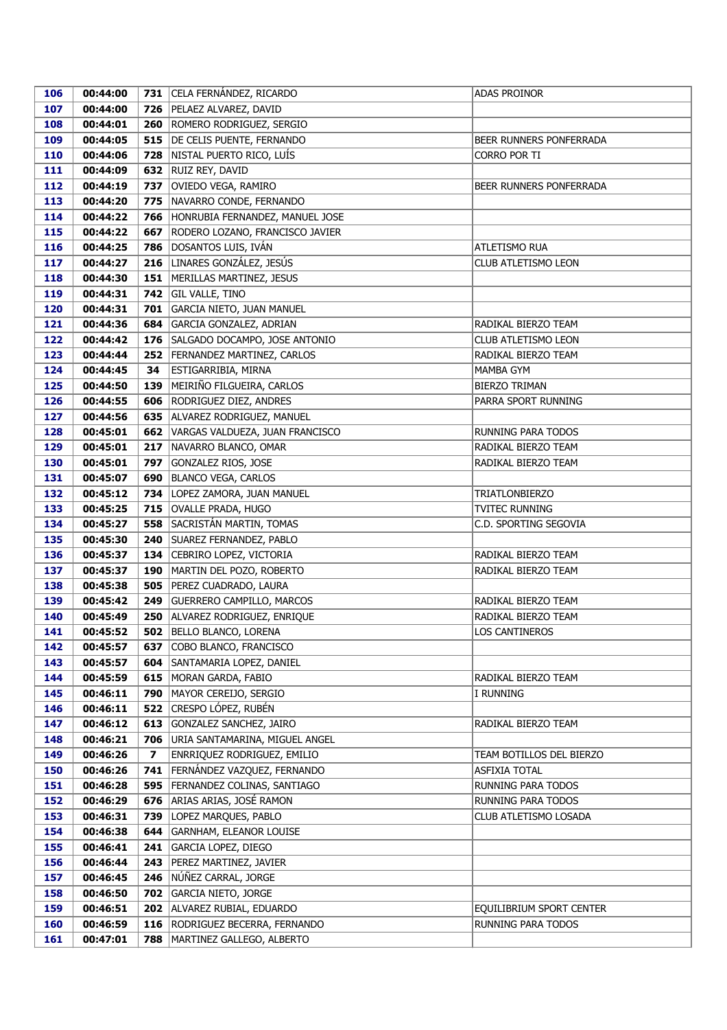| 106 | 00:44:00 | 731 | CELA FERNÁNDEZ, RICARDO | ADAS PROINOR |
|---|---|---|---|---|
| 107 | 00:44:00 | 726 | PELAEZ ALVAREZ, DAVID | |
| 108 | 00:44:01 | 260 | ROMERO RODRIGUEZ, SERGIO | |
| 109 | 00:44:05 | 515 | DE CELIS PUENTE, FERNANDO | BEER RUNNERS PONFERRADA |
| 110 | 00:44:06 | 728 | NISTAL PUERTO RICO, LUÍS | CORRO POR TI |
| 111 | 00:44:09 | 632 | RUIZ REY, DAVID | |
| 112 | 00:44:19 | 737 | OVIEDO VEGA, RAMIRO | BEER RUNNERS PONFERRADA |
| 113 | 00:44:20 | 775 | NAVARRO CONDE, FERNANDO | |
| 114 | 00:44:22 | 766 | HONRUBIA FERNANDEZ, MANUEL JOSE | |
| 115 | 00:44:22 | 667 | RODERO LOZANO, FRANCISCO JAVIER | |
| 116 | 00:44:25 | 786 | DOSANTOS LUIS, IVÁN | ATLETISMO RUA |
| 117 | 00:44:27 | 216 | LINARES GONZÁLEZ, JESÚS | CLUB ATLETISMO LEON |
| 118 | 00:44:30 | 151 | MERILLAS MARTINEZ, JESUS | |
| 119 | 00:44:31 | 742 | GIL VALLE, TINO | |
| 120 | 00:44:31 | 701 | GARCIA NIETO, JUAN MANUEL | |
| 121 | 00:44:36 | 684 | GARCIA GONZALEZ, ADRIAN | RADIKAL BIERZO TEAM |
| 122 | 00:44:42 | 176 | SALGADO DOCAMPO, JOSE ANTONIO | CLUB ATLETISMO LEON |
| 123 | 00:44:44 | 252 | FERNANDEZ MARTINEZ, CARLOS | RADIKAL BIERZO TEAM |
| 124 | 00:44:45 | 34 | ESTIGARRIBIA, MIRNA | MAMBA GYM |
| 125 | 00:44:50 | 139 | MEIRIÑO FILGUEIRA, CARLOS | BIERZO TRIMAN |
| 126 | 00:44:55 | 606 | RODRIGUEZ DIEZ, ANDRES | PARRA SPORT RUNNING |
| 127 | 00:44:56 | 635 | ALVAREZ RODRIGUEZ, MANUEL | |
| 128 | 00:45:01 | 662 | VARGAS VALDUEZA, JUAN FRANCISCO | RUNNING PARA TODOS |
| 129 | 00:45:01 | 217 | NAVARRO BLANCO, OMAR | RADIKAL BIERZO TEAM |
| 130 | 00:45:01 | 797 | GONZALEZ RIOS, JOSE | RADIKAL BIERZO TEAM |
| 131 | 00:45:07 | 690 | BLANCO VEGA, CARLOS | |
| 132 | 00:45:12 | 734 | LOPEZ ZAMORA, JUAN MANUEL | TRIATLONBIERZO |
| 133 | 00:45:25 | 715 | OVALLE PRADA, HUGO | TVITEC RUNNING |
| 134 | 00:45:27 | 558 | SACRISTÁN MARTIN, TOMAS | C.D. SPORTING SEGOVIA |
| 135 | 00:45:30 | 240 | SUAREZ FERNANDEZ, PABLO | |
| 136 | 00:45:37 | 134 | CEBRIRO LOPEZ, VICTORIA | RADIKAL BIERZO TEAM |
| 137 | 00:45:37 | 190 | MARTIN DEL POZO, ROBERTO | RADIKAL BIERZO TEAM |
| 138 | 00:45:38 | 505 | PEREZ CUADRADO, LAURA | |
| 139 | 00:45:42 | 249 | GUERRERO CAMPILLO, MARCOS | RADIKAL BIERZO TEAM |
| 140 | 00:45:49 | 250 | ALVAREZ RODRIGUEZ, ENRIQUE | RADIKAL BIERZO TEAM |
| 141 | 00:45:52 | 502 | BELLO BLANCO, LORENA | LOS CANTINEROS |
| 142 | 00:45:57 | 637 | COBO BLANCO, FRANCISCO | |
| 143 | 00:45:57 | 604 | SANTAMARIA LOPEZ, DANIEL | |
| 144 | 00:45:59 | 615 | MORAN GARDA, FABIO | RADIKAL BIERZO TEAM |
| 145 | 00:46:11 | 790 | MAYOR CEREIJO, SERGIO | I RUNNING |
| 146 | 00:46:11 | 522 | CRESPO LÓPEZ, RUBÉN | |
| 147 | 00:46:12 | 613 | GONZALEZ SANCHEZ, JAIRO | RADIKAL BIERZO TEAM |
| 148 | 00:46:21 | 706 | URIA SANTAMARINA, MIGUEL ANGEL | |
| 149 | 00:46:26 | 7 | ENRIQUEZ RODRIGUEZ, EMILIO | TEAM BOTILLOS DEL BIERZO |
| 150 | 00:46:26 | 741 | FERNÁNDEZ VAZQUEZ, FERNANDO | ASFIXIA TOTAL |
| 151 | 00:46:28 | 595 | FERNANDEZ COLINAS, SANTIAGO | RUNNING PARA TODOS |
| 152 | 00:46:29 | 676 | ARIAS ARIAS, JOSÉ RAMON | RUNNING PARA TODOS |
| 153 | 00:46:31 | 739 | LOPEZ MARQUES, PABLO | CLUB ATLETISMO LOSADA |
| 154 | 00:46:38 | 644 | GARNHAM, ELEANOR LOUISE | |
| 155 | 00:46:41 | 241 | GARCIA LOPEZ, DIEGO | |
| 156 | 00:46:44 | 243 | PEREZ MARTINEZ, JAVIER | |
| 157 | 00:46:45 | 246 | NÚÑEZ CARRAL, JORGE | |
| 158 | 00:46:50 | 702 | GARCIA NIETO, JORGE | |
| 159 | 00:46:51 | 202 | ALVAREZ RUBIAL, EDUARDO | EQUILIBRIUM SPORT CENTER |
| 160 | 00:46:59 | 116 | RODRIGUEZ BECERRA, FERNANDO | RUNNING PARA TODOS |
| 161 | 00:47:01 | 788 | MARTINEZ GALLEGO, ALBERTO | |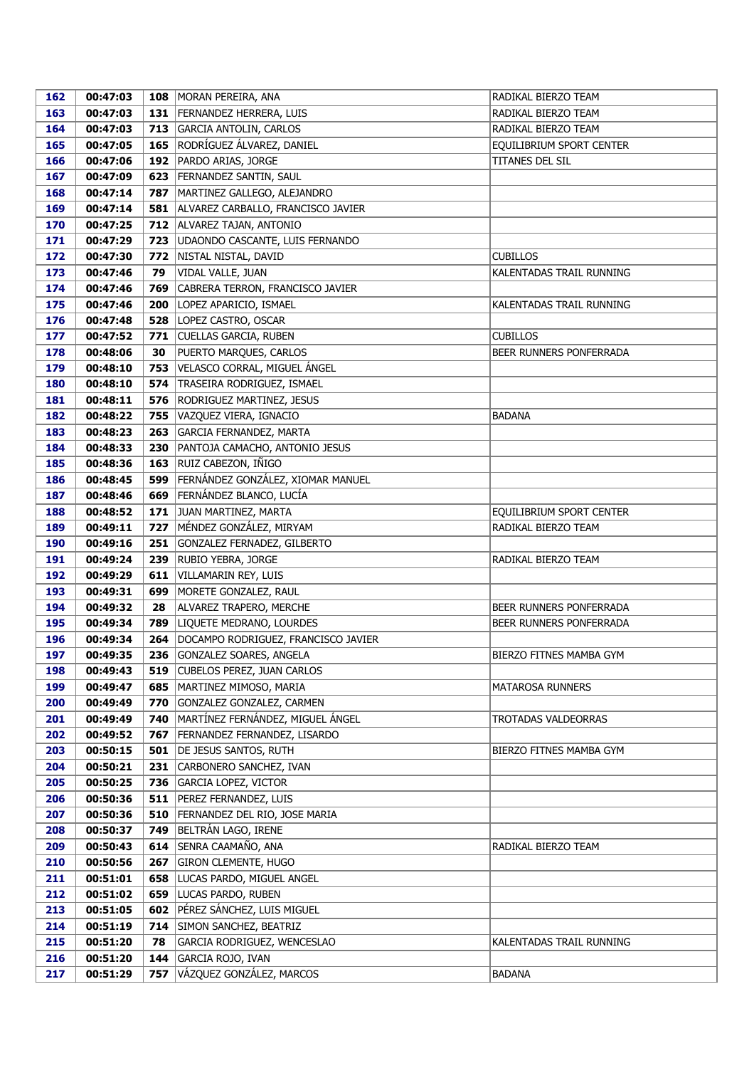| | | | | |
|---|---|---|---|---|
| 162 | 00:47:03 | 108 | MORAN PEREIRA, ANA | RADIKAL BIERZO TEAM |
| 163 | 00:47:03 | 131 | FERNANDEZ HERRERA, LUIS | RADIKAL BIERZO TEAM |
| 164 | 00:47:03 | 713 | GARCIA ANTOLIN, CARLOS | RADIKAL BIERZO TEAM |
| 165 | 00:47:05 | 165 | RODRÍGUEZ ÁLVAREZ, DANIEL | EQUILIBRIUM SPORT CENTER |
| 166 | 00:47:06 | 192 | PARDO ARIAS, JORGE | TITANES DEL SIL |
| 167 | 00:47:09 | 623 | FERNANDEZ SANTIN, SAUL | |
| 168 | 00:47:14 | 787 | MARTINEZ GALLEGO, ALEJANDRO | |
| 169 | 00:47:14 | 581 | ALVAREZ CARBALLO, FRANCISCO JAVIER | |
| 170 | 00:47:25 | 712 | ALVAREZ TAJAN, ANTONIO | |
| 171 | 00:47:29 | 723 | UDAONDO CASCANTE, LUIS FERNANDO | |
| 172 | 00:47:30 | 772 | NISTAL NISTAL, DAVID | CUBILLOS |
| 173 | 00:47:46 | 79 | VIDAL VALLE, JUAN | KALENTADAS TRAIL RUNNING |
| 174 | 00:47:46 | 769 | CABRERA TERRON, FRANCISCO JAVIER | |
| 175 | 00:47:46 | 200 | LOPEZ APARICIO, ISMAEL | KALENTADAS TRAIL RUNNING |
| 176 | 00:47:48 | 528 | LOPEZ CASTRO, OSCAR | |
| 177 | 00:47:52 | 771 | CUELLAS GARCIA, RUBEN | CUBILLOS |
| 178 | 00:48:06 | 30 | PUERTO MARQUES, CARLOS | BEER RUNNERS PONFERRADA |
| 179 | 00:48:10 | 753 | VELASCO CORRAL, MIGUEL ÁNGEL | |
| 180 | 00:48:10 | 574 | TRASEIRA RODRIGUEZ, ISMAEL | |
| 181 | 00:48:11 | 576 | RODRIGUEZ MARTINEZ, JESUS | |
| 182 | 00:48:22 | 755 | VAZQUEZ VIERA, IGNACIO | BADANA |
| 183 | 00:48:23 | 263 | GARCIA FERNANDEZ, MARTA | |
| 184 | 00:48:33 | 230 | PANTOJA CAMACHO, ANTONIO JESUS | |
| 185 | 00:48:36 | 163 | RUIZ CABEZON, IÑIGO | |
| 186 | 00:48:45 | 599 | FERNÁNDEZ GONZÁLEZ, XIOMAR MANUEL | |
| 187 | 00:48:46 | 669 | FERNÁNDEZ BLANCO, LUCÍA | |
| 188 | 00:48:52 | 171 | JUAN MARTINEZ, MARTA | EQUILIBRIUM SPORT CENTER |
| 189 | 00:49:11 | 727 | MÉNDEZ GONZÁLEZ, MIRYAM | RADIKAL BIERZO TEAM |
| 190 | 00:49:16 | 251 | GONZALEZ FERNADEZ, GILBERTO | |
| 191 | 00:49:24 | 239 | RUBIO YEBRA, JORGE | RADIKAL BIERZO TEAM |
| 192 | 00:49:29 | 611 | VILLAMARIN REY, LUIS | |
| 193 | 00:49:31 | 699 | MORETE GONZALEZ, RAUL | |
| 194 | 00:49:32 | 28 | ALVAREZ TRAPERO, MERCHE | BEER RUNNERS PONFERRADA |
| 195 | 00:49:34 | 789 | LIQUETE MEDRANO, LOURDES | BEER RUNNERS PONFERRADA |
| 196 | 00:49:34 | 264 | DOCAMPO RODRIGUEZ, FRANCISCO JAVIER | |
| 197 | 00:49:35 | 236 | GONZALEZ SOARES, ANGELA | BIERZO FITNES MAMBA GYM |
| 198 | 00:49:43 | 519 | CUBELOS PEREZ, JUAN CARLOS | |
| 199 | 00:49:47 | 685 | MARTINEZ MIMOSO, MARIA | MATAROSA RUNNERS |
| 200 | 00:49:49 | 770 | GONZALEZ GONZALEZ, CARMEN | |
| 201 | 00:49:49 | 740 | MARTÍNEZ FERNÁNDEZ, MIGUEL ÁNGEL | TROTADAS VALDEORRAS |
| 202 | 00:49:52 | 767 | FERNANDEZ FERNANDEZ, LISARDO | |
| 203 | 00:50:15 | 501 | DE JESUS SANTOS, RUTH | BIERZO FITNES MAMBA GYM |
| 204 | 00:50:21 | 231 | CARBONERO SANCHEZ, IVAN | |
| 205 | 00:50:25 | 736 | GARCIA LOPEZ, VICTOR | |
| 206 | 00:50:36 | 511 | PEREZ FERNANDEZ, LUIS | |
| 207 | 00:50:36 | 510 | FERNANDEZ DEL RIO, JOSE MARIA | |
| 208 | 00:50:37 | 749 | BELTRÁN LAGO, IRENE | |
| 209 | 00:50:43 | 614 | SENRA CAAMAÑO, ANA | RADIKAL BIERZO TEAM |
| 210 | 00:50:56 | 267 | GIRON CLEMENTE, HUGO | |
| 211 | 00:51:01 | 658 | LUCAS PARDO, MIGUEL ANGEL | |
| 212 | 00:51:02 | 659 | LUCAS PARDO, RUBEN | |
| 213 | 00:51:05 | 602 | PÉREZ SÁNCHEZ, LUIS MIGUEL | |
| 214 | 00:51:19 | 714 | SIMON SANCHEZ, BEATRIZ | |
| 215 | 00:51:20 | 78 | GARCIA RODRIGUEZ, WENCESLAO | KALENTADAS TRAIL RUNNING |
| 216 | 00:51:20 | 144 | GARCIA ROJO, IVAN | |
| 217 | 00:51:29 | 757 | VÁZQUEZ GONZÁLEZ, MARCOS | BADANA |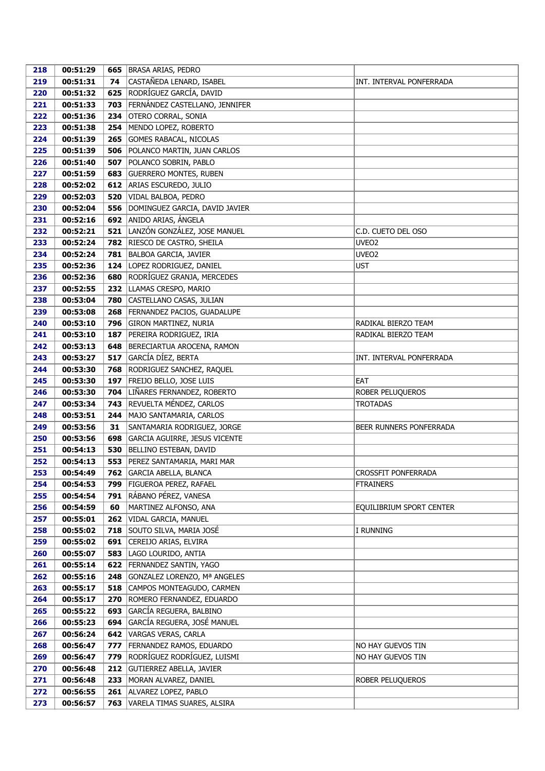| 218 | 00:51:29 | 665 | BRASA ARIAS, PEDRO | |
|---|---|---|---|---|
| 219 | 00:51:31 | 74 | CASTAÑEDA LENARD, ISABEL | INT. INTERVAL PONFERRADA |
| 220 | 00:51:32 | 625 | RODRÍGUEZ GARCÍA, DAVID | |
| 221 | 00:51:33 | 703 | FERNÁNDEZ CASTELLANO, JENNIFER | |
| 222 | 00:51:36 | 234 | OTERO CORRAL, SONIA | |
| 223 | 00:51:38 | 254 | MENDO LOPEZ, ROBERTO | |
| 224 | 00:51:39 | 265 | GOMES RABACAL, NICOLAS | |
| 225 | 00:51:39 | 506 | POLANCO MARTIN, JUAN CARLOS | |
| 226 | 00:51:40 | 507 | POLANCO SOBRIN, PABLO | |
| 227 | 00:51:59 | 683 | GUERRERO MONTES, RUBEN | |
| 228 | 00:52:02 | 612 | ARIAS ESCUREDO, JULIO | |
| 229 | 00:52:03 | 520 | VIDAL BALBOA, PEDRO | |
| 230 | 00:52:04 | 556 | DOMINGUEZ GARCIA, DAVID JAVIER | |
| 231 | 00:52:16 | 692 | ANIDO ARIAS, ÁNGELA | |
| 232 | 00:52:21 | 521 | LANZÓN GONZÁLEZ, JOSE MANUEL | C.D. CUETO DEL OSO |
| 233 | 00:52:24 | 782 | RIESCO DE CASTRO, SHEILA | UVEO2 |
| 234 | 00:52:24 | 781 | BALBOA GARCIA, JAVIER | UVEO2 |
| 235 | 00:52:36 | 124 | LOPEZ RODRIGUEZ, DANIEL | UST |
| 236 | 00:52:36 | 680 | RODRÍGUEZ GRANJA, MERCEDES | |
| 237 | 00:52:55 | 232 | LLAMAS CRESPO, MARIO | |
| 238 | 00:53:04 | 780 | CASTELLANO CASAS, JULIAN | |
| 239 | 00:53:08 | 268 | FERNANDEZ PACIOS, GUADALUPE | |
| 240 | 00:53:10 | 796 | GIRON MARTINEZ, NURIA | RADIKAL BIERZO TEAM |
| 241 | 00:53:10 | 187 | PEREIRA RODRIGUEZ, IRIA | RADIKAL BIERZO TEAM |
| 242 | 00:53:13 | 648 | BERECIARTUA AROCENA, RAMON | |
| 243 | 00:53:27 | 517 | GARCÍA DÍEZ, BERTA | INT. INTERVAL PONFERRADA |
| 244 | 00:53:30 | 768 | RODRIGUEZ SANCHEZ, RAQUEL | |
| 245 | 00:53:30 | 197 | FREIJO BELLO, JOSE LUIS | EAT |
| 246 | 00:53:30 | 704 | LIÑARES FERNANDEZ, ROBERTO | ROBER PELUQUEROS |
| 247 | 00:53:34 | 743 | REVUELTA MÉNDEZ, CARLOS | TROTADAS |
| 248 | 00:53:51 | 244 | MAJO SANTAMARIA, CARLOS | |
| 249 | 00:53:56 | 31 | SANTAMARIA RODRIGUEZ, JORGE | BEER RUNNERS PONFERRADA |
| 250 | 00:53:56 | 698 | GARCIA AGUIRRE, JESUS VICENTE | |
| 251 | 00:54:13 | 530 | BELLINO ESTEBAN, DAVID | |
| 252 | 00:54:13 | 553 | PEREZ SANTAMARIA, MARI MAR | |
| 253 | 00:54:49 | 762 | GARCIA ABELLA, BLANCA | CROSSFIT PONFERRADA |
| 254 | 00:54:53 | 799 | FIGUEROA PEREZ, RAFAEL | FTRAINERS |
| 255 | 00:54:54 | 791 | RÁBANO PÉREZ, VANESA | |
| 256 | 00:54:59 | 60 | MARTINEZ ALFONSO, ANA | EQUILIBRIUM SPORT CENTER |
| 257 | 00:55:01 | 262 | VIDAL GARCIA, MANUEL | |
| 258 | 00:55:02 | 718 | SOUTO SILVA, MARIA JOSÉ | I RUNNING |
| 259 | 00:55:02 | 691 | CEREIJO ARIAS, ELVIRA | |
| 260 | 00:55:07 | 583 | LAGO LOURIDO, ANTIA | |
| 261 | 00:55:14 | 622 | FERNANDEZ SANTIN, YAGO | |
| 262 | 00:55:16 | 248 | GONZALEZ LORENZO, Mª ANGELES | |
| 263 | 00:55:17 | 518 | CAMPOS MONTEAGUDO, CARMEN | |
| 264 | 00:55:17 | 270 | ROMERO FERNANDEZ, EDUARDO | |
| 265 | 00:55:22 | 693 | GARCÍA REGUERA, BALBINO | |
| 266 | 00:55:23 | 694 | GARCÍA REGUERA, JOSÉ MANUEL | |
| 267 | 00:56:24 | 642 | VARGAS VERAS, CARLA | |
| 268 | 00:56:47 | 777 | FERNANDEZ RAMOS, EDUARDO | NO HAY GUEVOS TIN |
| 269 | 00:56:47 | 779 | RODRÍGUEZ RODRÍGUEZ, LUISMI | NO HAY GUEVOS TIN |
| 270 | 00:56:48 | 212 | GUTIERREZ ABELLA, JAVIER | |
| 271 | 00:56:48 | 233 | MORAN ALVAREZ, DANIEL | ROBER PELUQUEROS |
| 272 | 00:56:55 | 261 | ALVAREZ LOPEZ, PABLO | |
| 273 | 00:56:57 | 763 | VARELA TIMAS SUARES, ALSIRA | |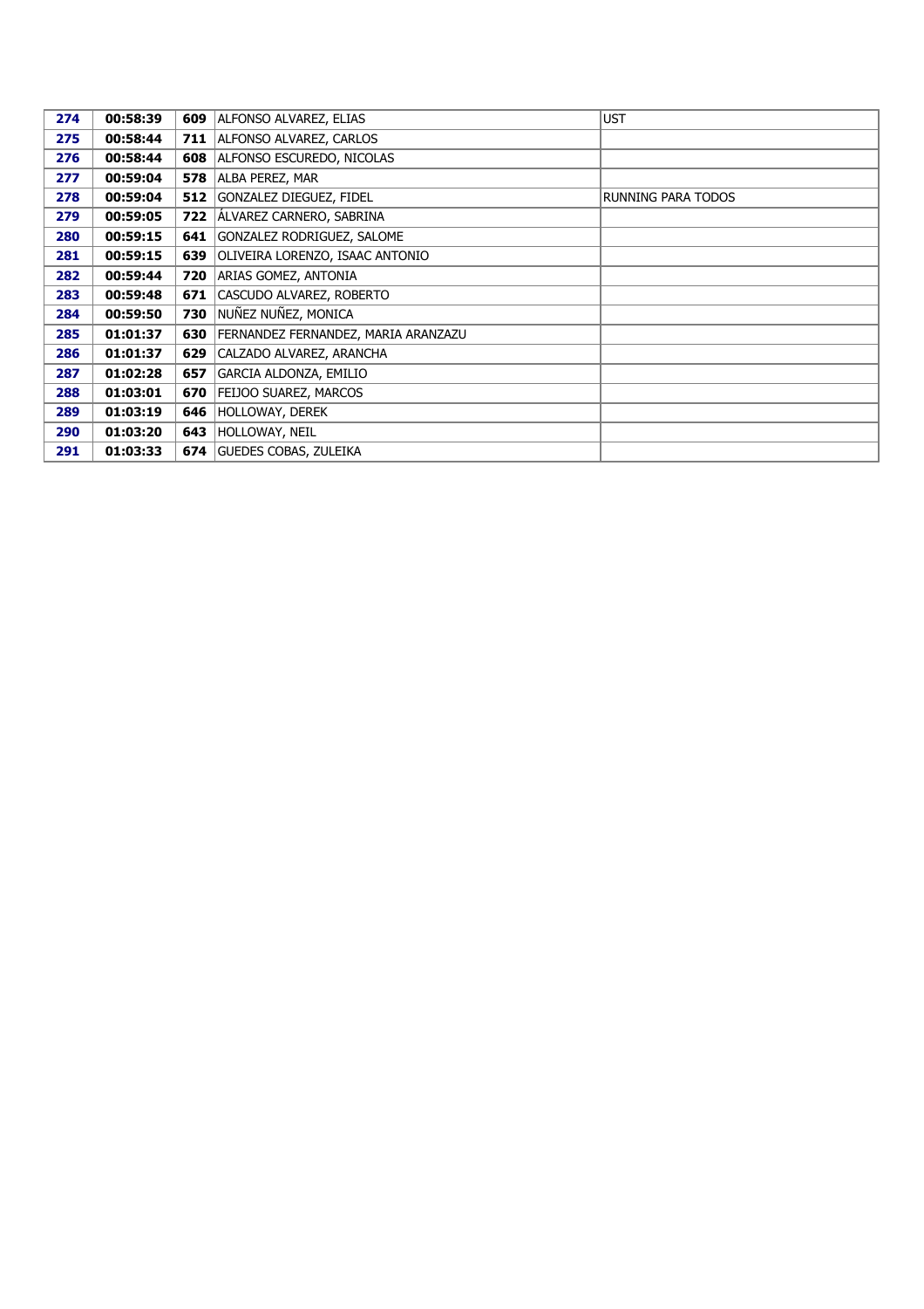| | | | | |
|---|---|---|---|---|
| 274 | 00:58:39 | 609 | ALFONSO ALVAREZ, ELIAS | UST |
| 275 | 00:58:44 | 711 | ALFONSO ALVAREZ, CARLOS | |
| 276 | 00:58:44 | 608 | ALFONSO ESCUREDO, NICOLAS | |
| 277 | 00:59:04 | 578 | ALBA PEREZ, MAR | |
| 278 | 00:59:04 | 512 | GONZALEZ DIEGUEZ, FIDEL | RUNNING PARA TODOS |
| 279 | 00:59:05 | 722 | ÁLVAREZ CARNERO, SABRINA | |
| 280 | 00:59:15 | 641 | GONZALEZ RODRIGUEZ, SALOME | |
| 281 | 00:59:15 | 639 | OLIVEIRA LORENZO, ISAAC ANTONIO | |
| 282 | 00:59:44 | 720 | ARIAS GOMEZ, ANTONIA | |
| 283 | 00:59:48 | 671 | CASCUDO ALVAREZ, ROBERTO | |
| 284 | 00:59:50 | 730 | NUÑEZ NUÑEZ, MONICA | |
| 285 | 01:01:37 | 630 | FERNANDEZ FERNANDEZ, MARIA ARANZAZU | |
| 286 | 01:01:37 | 629 | CALZADO ALVAREZ, ARANCHA | |
| 287 | 01:02:28 | 657 | GARCIA ALDONZA, EMILIO | |
| 288 | 01:03:01 | 670 | FEIJOO SUAREZ, MARCOS | |
| 289 | 01:03:19 | 646 | HOLLOWAY, DEREK | |
| 290 | 01:03:20 | 643 | HOLLOWAY, NEIL | |
| 291 | 01:03:33 | 674 | GUEDES COBAS, ZULEIKA | |